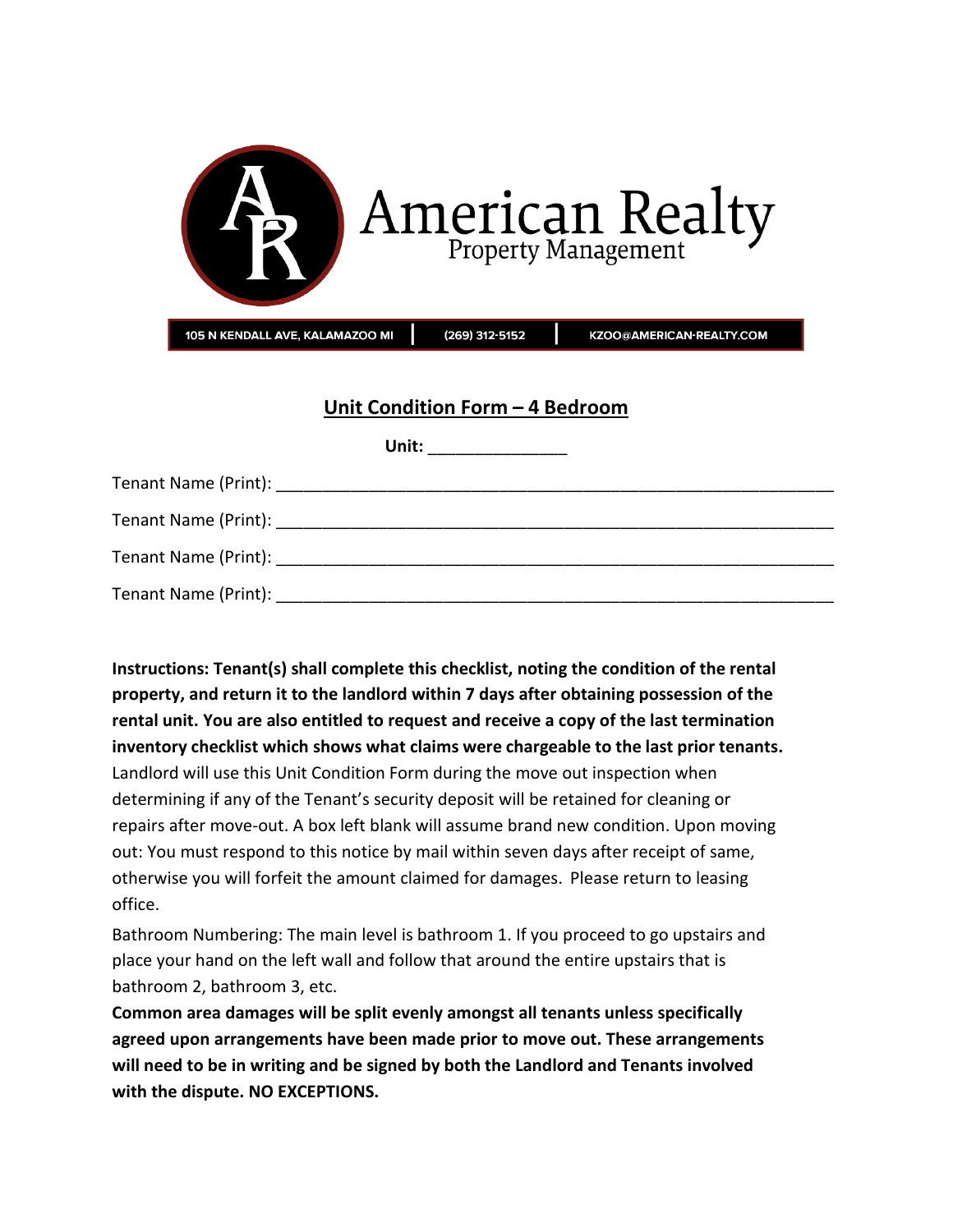# American Realty
Property Management

105 N KENDALL AVE, KALAMAZOO MI | (269) 312-5152 | KZOO@AMERICAN-REALTY.COM

## Unit Condition Form – 4 Bedroom

**Unit:** _______________

Tenant Name (Print): ______________________________________________________________

Tenant Name (Print): ______________________________________________________________

Tenant Name (Print): ______________________________________________________________

Tenant Name (Print): ______________________________________________________________

**Instructions: Tenant(s) shall complete this checklist, noting the condition of the rental property, and return it to the landlord within 7 days after obtaining possession of the rental unit. You are also entitled to request and receive a copy of the last termination inventory checklist which shows what claims were chargeable to the last prior tenants.** Landlord will use this Unit Condition Form during the move out inspection when determining if any of the Tenant's security deposit will be retained for cleaning or repairs after move-out. A box left blank will assume brand new condition. Upon moving out: You must respond to this notice by mail within seven days after receipt of same, otherwise you will forfeit the amount claimed for damages. Please return to leasing office.

Bathroom Numbering: The main level is bathroom 1. If you proceed to go upstairs and place your hand on the left wall and follow that around the entire upstairs that is bathroom 2, bathroom 3, etc.

**Common area damages will be split evenly amongst all tenants unless specifically agreed upon arrangements have been made prior to move out. These arrangements will need to be in writing and be signed by both the Landlord and Tenants involved with the dispute. NO EXCEPTIONS.**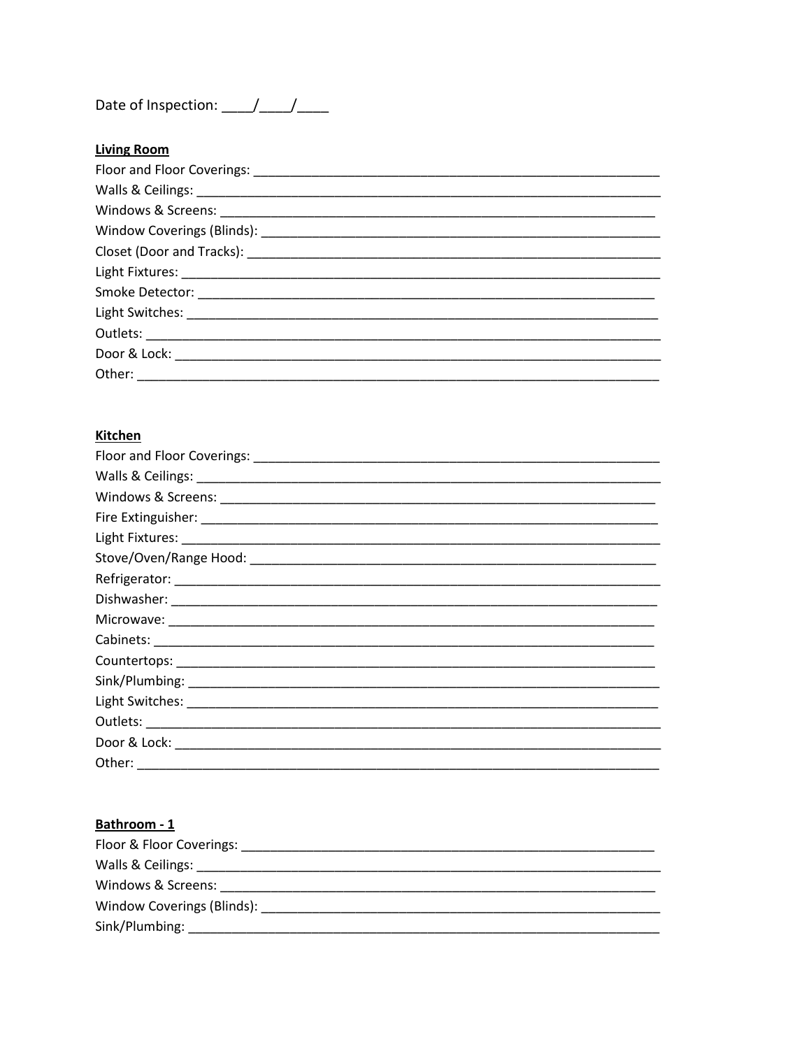Date of Inspection: ____/____/____

**Living Room**

Floor and Floor Coverings: ____________________________________________________________

Walls & Ceilings: ____________________________________________________________________

Windows & Screens: __________________________________________________________________

Window Coverings (Blinds): _____________________________________________________________

Closet (Door and Tracks): ______________________________________________________________

Light Fixtures: ______________________________________________________________________

Smoke Detector: ____________________________________________________________________

Light Switches: ______________________________________________________________________

Outlets: _____________________________________________________________________________

Door & Lock: ________________________________________________________________________

Other: ______________________________________________________________________________

**Kitchen**

Floor and Floor Coverings: ____________________________________________________________

Walls & Ceilings: ____________________________________________________________________

Windows & Screens: __________________________________________________________________

Fire Extinguisher: ___________________________________________________________________

Light Fixtures: ______________________________________________________________________

Stove/Oven/Range Hood: ______________________________________________________________

Refrigerator: ________________________________________________________________________

Dishwasher: ________________________________________________________________________

Microwave: _________________________________________________________________________

Cabinets: ___________________________________________________________________________

Countertops: ________________________________________________________________________

Sink/Plumbing: ______________________________________________________________________

Light Switches: ______________________________________________________________________

Outlets: _____________________________________________________________________________

Door & Lock: ________________________________________________________________________

Other: ______________________________________________________________________________

**Bathroom - 1**

Floor & Floor Coverings: _____________________________________________________________

Walls & Ceilings: ____________________________________________________________________

Windows & Screens: __________________________________________________________________

Window Coverings (Blinds): _____________________________________________________________

Sink/Plumbing: ______________________________________________________________________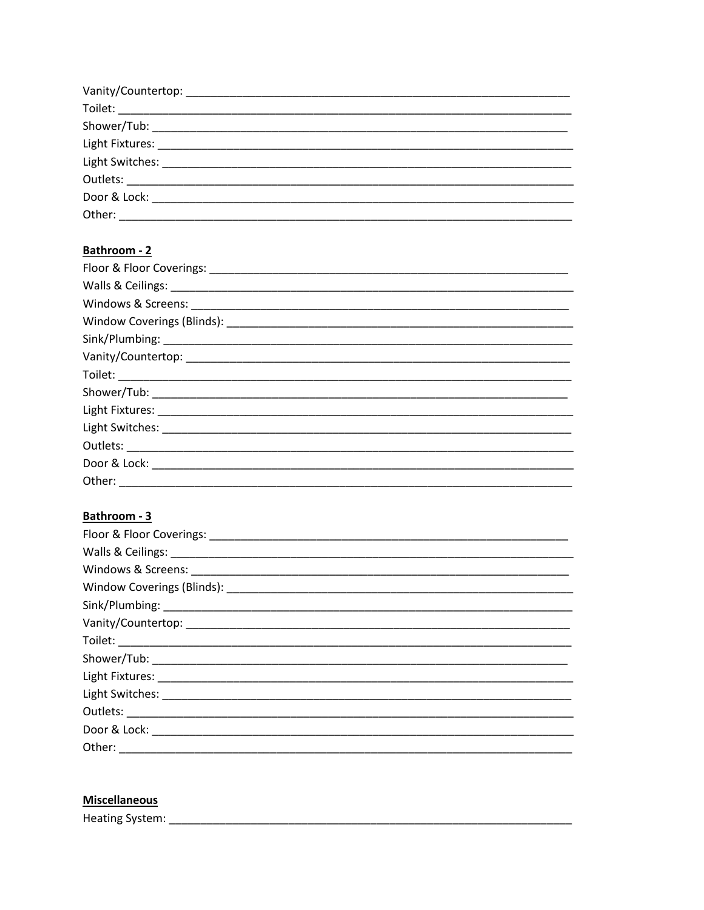Vanity/Countertop: ___________________________________________________________________
Toilet: ___________________________________________________________________________
Shower/Tub: _______________________________________________________________________
Light Fixtures: _____________________________________________________________________
Light Switches: ____________________________________________________________________
Outlets: __________________________________________________________________________
Door & Lock: ______________________________________________________________________
Other: ___________________________________________________________________________

**Bathroom - 2**

Floor & Floor Coverings: _____________________________________________________________
Walls & Ceilings: ___________________________________________________________________
Windows & Screens: _________________________________________________________________
Window Coverings (Blinds): ___________________________________________________________
Sink/Plumbing: _____________________________________________________________________
Vanity/Countertop: ___________________________________________________________________
Toilet: ___________________________________________________________________________
Shower/Tub: _______________________________________________________________________
Light Fixtures: _____________________________________________________________________
Light Switches: ____________________________________________________________________
Outlets: __________________________________________________________________________
Door & Lock: ______________________________________________________________________
Other: ___________________________________________________________________________

**Bathroom - 3**

Floor & Floor Coverings: _____________________________________________________________
Walls & Ceilings: ___________________________________________________________________
Windows & Screens: _________________________________________________________________
Window Coverings (Blinds): ___________________________________________________________
Sink/Plumbing: _____________________________________________________________________
Vanity/Countertop: ___________________________________________________________________
Toilet: ___________________________________________________________________________
Shower/Tub: _______________________________________________________________________
Light Fixtures: _____________________________________________________________________
Light Switches: ____________________________________________________________________
Outlets: __________________________________________________________________________
Door & Lock: ______________________________________________________________________
Other: ___________________________________________________________________________

**Miscellaneous**

Heating System: ____________________________________________________________________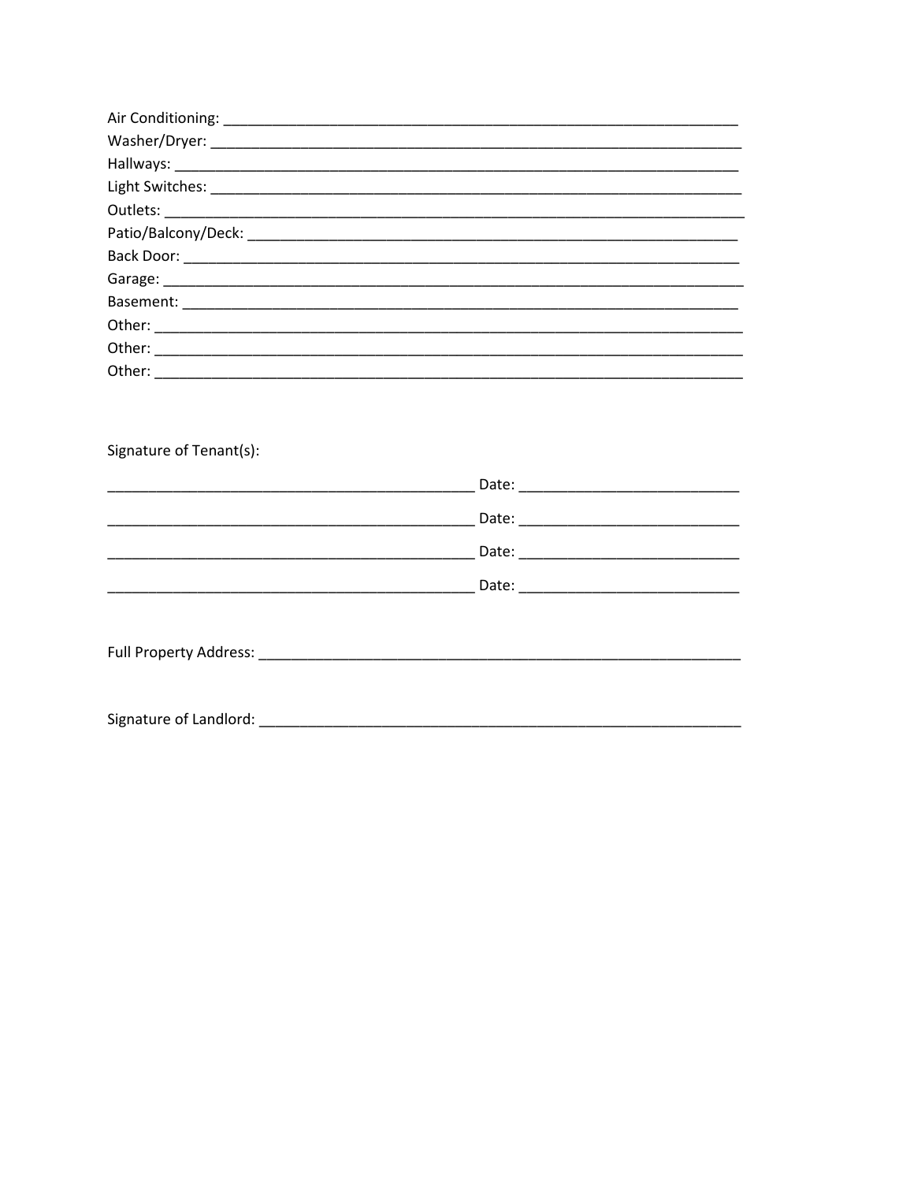Air Conditioning: ___________________________________________________________________

Washer/Dryer: ______________________________________________________________________

Hallways: _________________________________________________________________________

Light Switches: _____________________________________________________________________

Outlets: ___________________________________________________________________________

Patio/Balcony/Deck: _________________________________________________________________

Back Door: ________________________________________________________________________

Garage: ___________________________________________________________________________

Basement: _________________________________________________________________________

Other: ____________________________________________________________________________

Other: ____________________________________________________________________________

Other: ____________________________________________________________________________

Signature of Tenant(s):

_____________________________________________ Date: ___________________________

_____________________________________________ Date: ___________________________

_____________________________________________ Date: ___________________________

_____________________________________________ Date: ___________________________

Full Property Address: _____________________________________________________________

Signature of Landlord: _____________________________________________________________